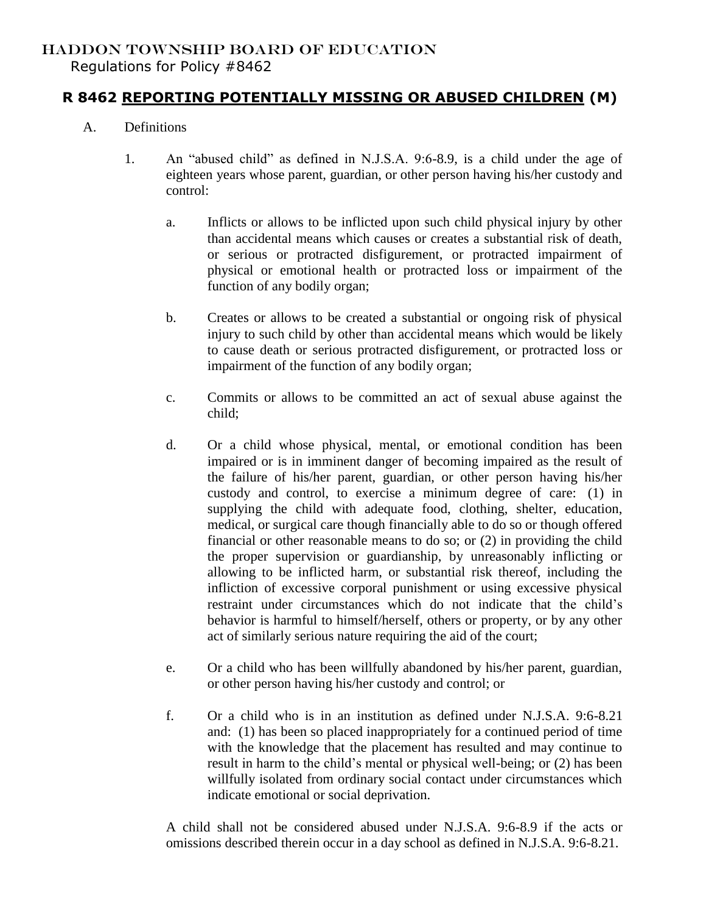HADDON TOWNSHIP BOARD OF EDUCATION
Regulations for Policy #8462

# R 8462 <u>REPORTING POTENTIALLY MISSING OR ABUSED CHILDREN</u> (M)

A. Definitions

1. An "abused child" as defined in N.J.S.A. 9:6-8.9, is a child under the age of eighteen years whose parent, guardian, or other person having his/her custody and control:

   a. Inflicts or allows to be inflicted upon such child physical injury by other than accidental means which causes or creates a substantial risk of death, or serious or protracted disfigurement, or protracted impairment of physical or emotional health or protracted loss or impairment of the function of any bodily organ;

   b. Creates or allows to be created a substantial or ongoing risk of physical injury to such child by other than accidental means which would be likely to cause death or serious protracted disfigurement, or protracted loss or impairment of the function of any bodily organ;

   c. Commits or allows to be committed an act of sexual abuse against the child;

   d. Or a child whose physical, mental, or emotional condition has been impaired or is in imminent danger of becoming impaired as the result of the failure of his/her parent, guardian, or other person having his/her custody and control, to exercise a minimum degree of care: (1) in supplying the child with adequate food, clothing, shelter, education, medical, or surgical care though financially able to do so or though offered financial or other reasonable means to do so; or (2) in providing the child the proper supervision or guardianship, by unreasonably inflicting or allowing to be inflicted harm, or substantial risk thereof, including the infliction of excessive corporal punishment or using excessive physical restraint under circumstances which do not indicate that the child's behavior is harmful to himself/herself, others or property, or by any other act of similarly serious nature requiring the aid of the court;

   e. Or a child who has been willfully abandoned by his/her parent, guardian, or other person having his/her custody and control; or

   f. Or a child who is in an institution as defined under N.J.S.A. 9:6-8.21 and: (1) has been so placed inappropriately for a continued period of time with the knowledge that the placement has resulted and may continue to result in harm to the child's mental or physical well-being; or (2) has been willfully isolated from ordinary social contact under circumstances which indicate emotional or social deprivation.

   A child shall not be considered abused under N.J.S.A. 9:6-8.9 if the acts or omissions described therein occur in a day school as defined in N.J.S.A. 9:6-8.21.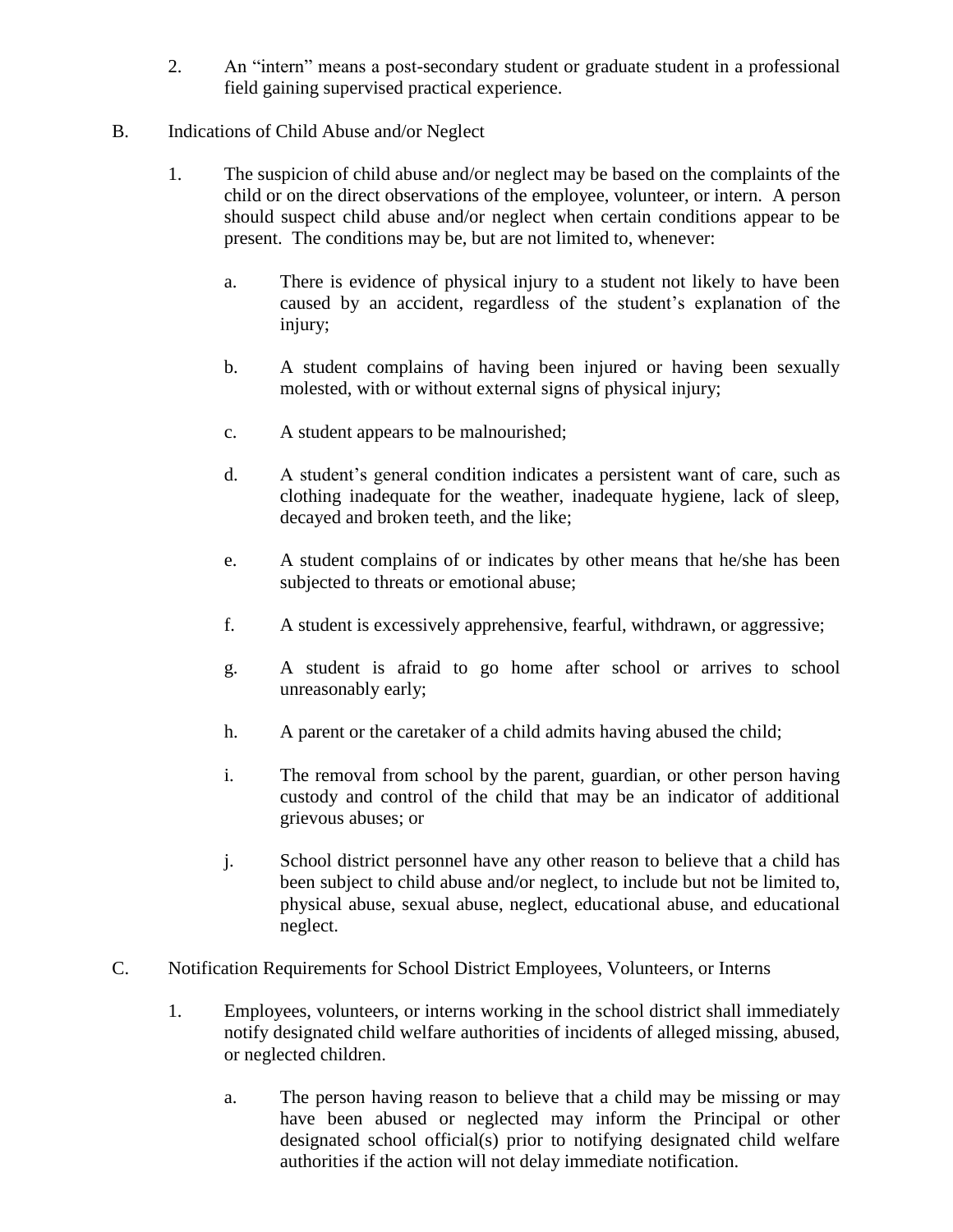2. An “intern” means a post-secondary student or graduate student in a professional field gaining supervised practical experience.

B. Indications of Child Abuse and/or Neglect

1. The suspicion of child abuse and/or neglect may be based on the complaints of the child or on the direct observations of the employee, volunteer, or intern. A person should suspect child abuse and/or neglect when certain conditions appear to be present. The conditions may be, but are not limited to, whenever:

   a. There is evidence of physical injury to a student not likely to have been caused by an accident, regardless of the student’s explanation of the injury;

   b. A student complains of having been injured or having been sexually molested, with or without external signs of physical injury;

   c. A student appears to be malnourished;

   d. A student’s general condition indicates a persistent want of care, such as clothing inadequate for the weather, inadequate hygiene, lack of sleep, decayed and broken teeth, and the like;

   e. A student complains of or indicates by other means that he/she has been subjected to threats or emotional abuse;

   f. A student is excessively apprehensive, fearful, withdrawn, or aggressive;

   g. A student is afraid to go home after school or arrives to school unreasonably early;

   h. A parent or the caretaker of a child admits having abused the child;

   i. The removal from school by the parent, guardian, or other person having custody and control of the child that may be an indicator of additional grievous abuses; or

   j. School district personnel have any other reason to believe that a child has been subject to child abuse and/or neglect, to include but not be limited to, physical abuse, sexual abuse, neglect, educational abuse, and educational neglect.

C. Notification Requirements for School District Employees, Volunteers, or Interns

1. Employees, volunteers, or interns working in the school district shall immediately notify designated child welfare authorities of incidents of alleged missing, abused, or neglected children.

   a. The person having reason to believe that a child may be missing or may have been abused or neglected may inform the Principal or other designated school official(s) prior to notifying designated child welfare authorities if the action will not delay immediate notification.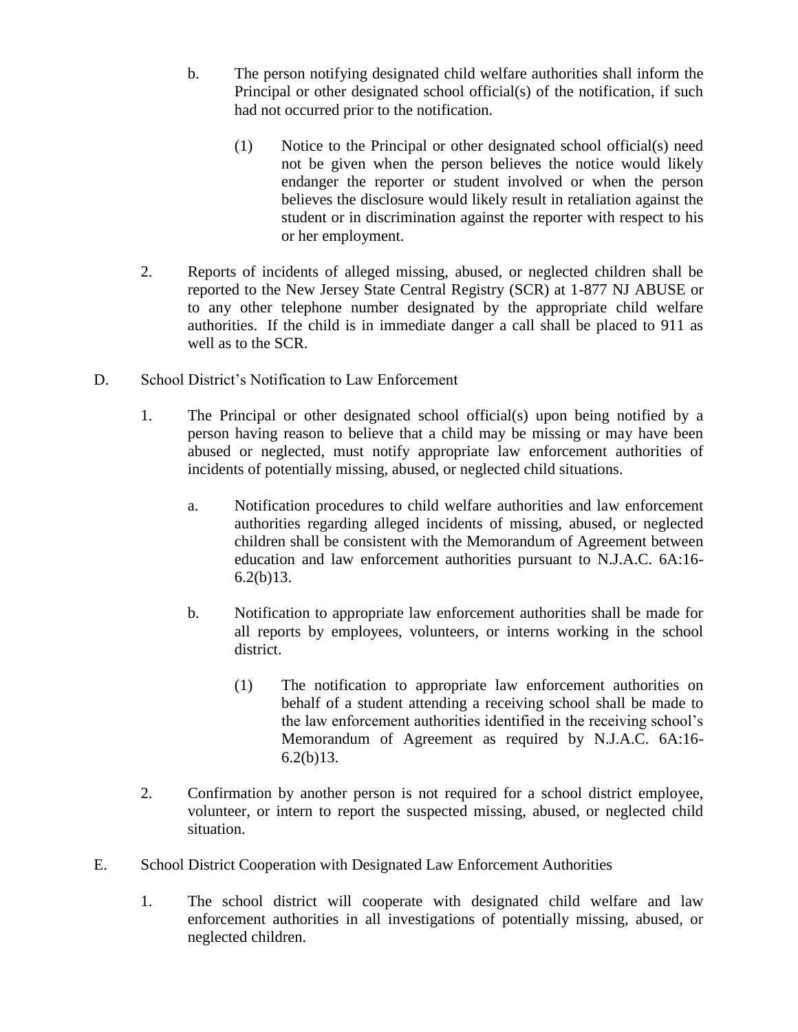b. The person notifying designated child welfare authorities shall inform the Principal or other designated school official(s) of the notification, if such had not occurred prior to the notification.

(1) Notice to the Principal or other designated school official(s) need not be given when the person believes the notice would likely endanger the reporter or student involved or when the person believes the disclosure would likely result in retaliation against the student or in discrimination against the reporter with respect to his or her employment.

2. Reports of incidents of alleged missing, abused, or neglected children shall be reported to the New Jersey State Central Registry (SCR) at 1-877 NJ ABUSE or to any other telephone number designated by the appropriate child welfare authorities. If the child is in immediate danger a call shall be placed to 911 as well as to the SCR.

D. School District's Notification to Law Enforcement

1. The Principal or other designated school official(s) upon being notified by a person having reason to believe that a child may be missing or may have been abused or neglected, must notify appropriate law enforcement authorities of incidents of potentially missing, abused, or neglected child situations.

a. Notification procedures to child welfare authorities and law enforcement authorities regarding alleged incidents of missing, abused, or neglected children shall be consistent with the Memorandum of Agreement between education and law enforcement authorities pursuant to N.J.A.C. 6A:16-6.2(b)13.

b. Notification to appropriate law enforcement authorities shall be made for all reports by employees, volunteers, or interns working in the school district.

(1) The notification to appropriate law enforcement authorities on behalf of a student attending a receiving school shall be made to the law enforcement authorities identified in the receiving school's Memorandum of Agreement as required by N.J.A.C. 6A:16-6.2(b)13.

2. Confirmation by another person is not required for a school district employee, volunteer, or intern to report the suspected missing, abused, or neglected child situation.

E. School District Cooperation with Designated Law Enforcement Authorities

1. The school district will cooperate with designated child welfare and law enforcement authorities in all investigations of potentially missing, abused, or neglected children.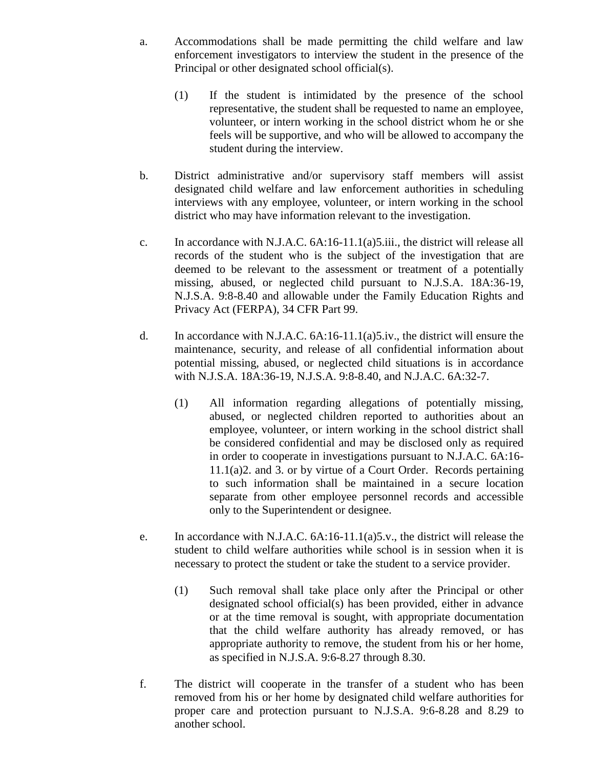a. Accommodations shall be made permitting the child welfare and law enforcement investigators to interview the student in the presence of the Principal or other designated school official(s).

   (1) If the student is intimidated by the presence of the school representative, the student shall be requested to name an employee, volunteer, or intern working in the school district whom he or she feels will be supportive, and who will be allowed to accompany the student during the interview.

b. District administrative and/or supervisory staff members will assist designated child welfare and law enforcement authorities in scheduling interviews with any employee, volunteer, or intern working in the school district who may have information relevant to the investigation.

c. In accordance with N.J.A.C. 6A:16-11.1(a)5.iii., the district will release all records of the student who is the subject of the investigation that are deemed to be relevant to the assessment or treatment of a potentially missing, abused, or neglected child pursuant to N.J.S.A. 18A:36-19, N.J.S.A. 9:8-8.40 and allowable under the Family Education Rights and Privacy Act (FERPA), 34 CFR Part 99.

d. In accordance with N.J.A.C. 6A:16-11.1(a)5.iv., the district will ensure the maintenance, security, and release of all confidential information about potential missing, abused, or neglected child situations is in accordance with N.J.S.A. 18A:36-19, N.J.S.A. 9:8-8.40, and N.J.A.C. 6A:32-7.

   (1) All information regarding allegations of potentially missing, abused, or neglected children reported to authorities about an employee, volunteer, or intern working in the school district shall be considered confidential and may be disclosed only as required in order to cooperate in investigations pursuant to N.J.A.C. 6A:16-11.1(a)2. and 3. or by virtue of a Court Order. Records pertaining to such information shall be maintained in a secure location separate from other employee personnel records and accessible only to the Superintendent or designee.

e. In accordance with N.J.A.C. 6A:16-11.1(a)5.v., the district will release the student to child welfare authorities while school is in session when it is necessary to protect the student or take the student to a service provider.

   (1) Such removal shall take place only after the Principal or other designated school official(s) has been provided, either in advance or at the time removal is sought, with appropriate documentation that the child welfare authority has already removed, or has appropriate authority to remove, the student from his or her home, as specified in N.J.S.A. 9:6-8.27 through 8.30.

f. The district will cooperate in the transfer of a student who has been removed from his or her home by designated child welfare authorities for proper care and protection pursuant to N.J.S.A. 9:6-8.28 and 8.29 to another school.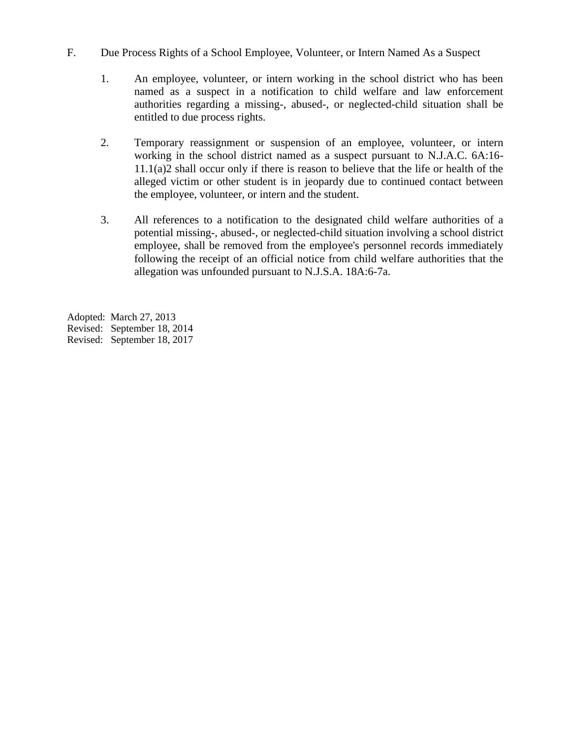F. Due Process Rights of a School Employee, Volunteer, or Intern Named As a Suspect

1. An employee, volunteer, or intern working in the school district who has been named as a suspect in a notification to child welfare and law enforcement authorities regarding a missing-, abused-, or neglected-child situation shall be entitled to due process rights.

2. Temporary reassignment or suspension of an employee, volunteer, or intern working in the school district named as a suspect pursuant to N.J.A.C. 6A:16-11.1(a)2 shall occur only if there is reason to believe that the life or health of the alleged victim or other student is in jeopardy due to continued contact between the employee, volunteer, or intern and the student.

3. All references to a notification to the designated child welfare authorities of a potential missing-, abused-, or neglected-child situation involving a school district employee, shall be removed from the employee's personnel records immediately following the receipt of an official notice from child welfare authorities that the allegation was unfounded pursuant to N.J.S.A. 18A:6-7a.

Adopted: March 27, 2013
Revised: September 18, 2014
Revised: September 18, 2017